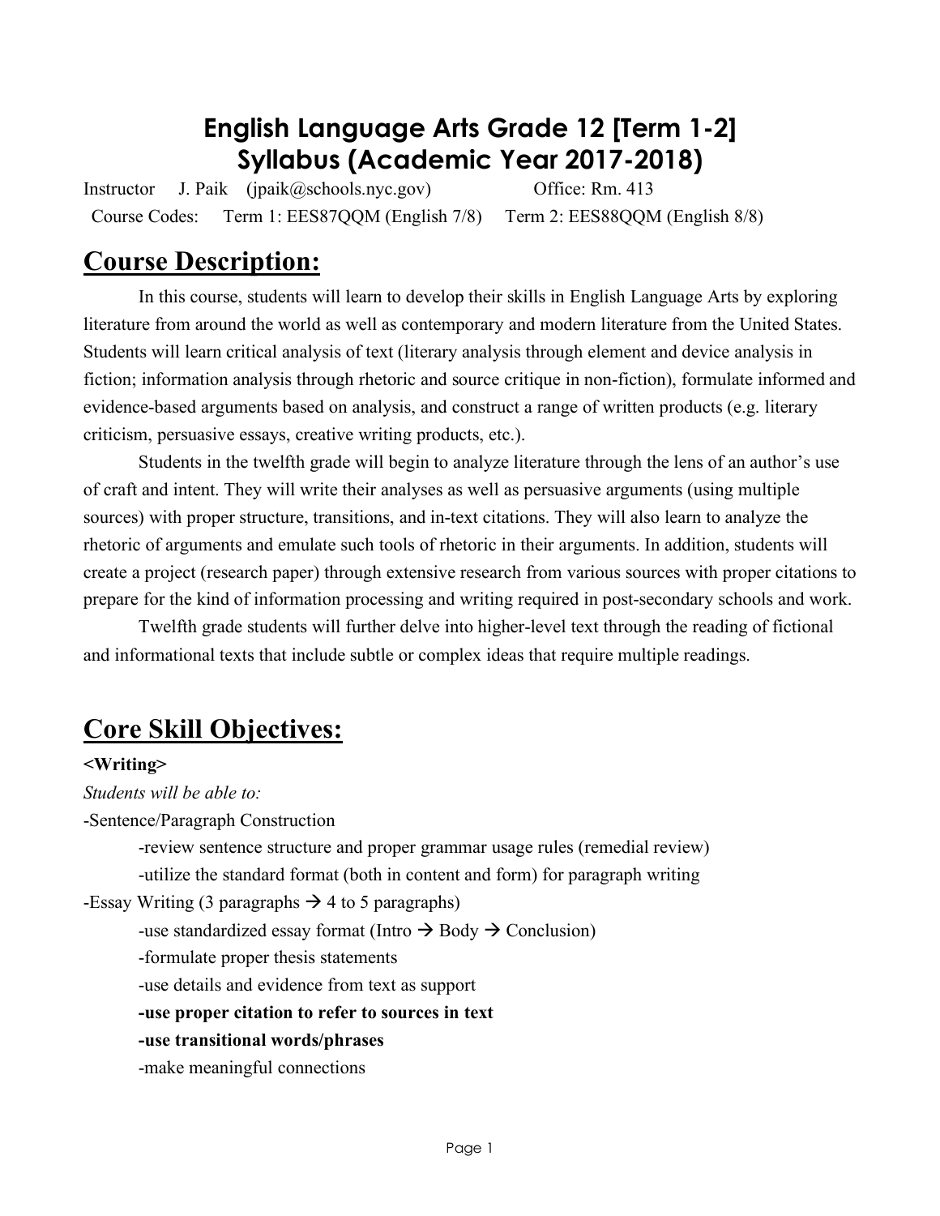# English Language Arts Grade 12 [Term 1-2] Syllabus (Academic Year 2017-2018)

Instructor J. Paik (jpaik@schools.nyc.gov) Office: Rm. 413

Course Codes: Term 1: EES87QQM (English 7/8) Term 2: EES88QQM (English 8/8)

## Course Description:

In this course, students will learn to develop their skills in English Language Arts by exploring literature from around the world as well as contemporary and modern literature from the United States. Students will learn critical analysis of text (literary analysis through element and device analysis in fiction; information analysis through rhetoric and source critique in non-fiction), formulate informed and evidence-based arguments based on analysis, and construct a range of written products (e.g. literary criticism, persuasive essays, creative writing products, etc.).

Students in the twelfth grade will begin to analyze literature through the lens of an author's use of craft and intent. They will write their analyses as well as persuasive arguments (using multiple sources) with proper structure, transitions, and in-text citations. They will also learn to analyze the rhetoric of arguments and emulate such tools of rhetoric in their arguments. In addition, students will create a project (research paper) through extensive research from various sources with proper citations to prepare for the kind of information processing and writing required in post-secondary schools and work.

Twelfth grade students will further delve into higher-level text through the reading of fictional and informational texts that include subtle or complex ideas that require multiple readings.

## Core Skill Objectives:

**<Writing>**

*Students will be able to:*

-Sentence/Paragraph Construction

- -review sentence structure and proper grammar usage rules (remedial review)
- -utilize the standard format (both in content and form) for paragraph writing

-Essay Writing (3 paragraphs → 4 to 5 paragraphs)

- -use standardized essay format (Intro → Body → Conclusion)
- -formulate proper thesis statements
- -use details and evidence from text as support
- **-use proper citation to refer to sources in text**
- **-use transitional words/phrases**
- -make meaningful connections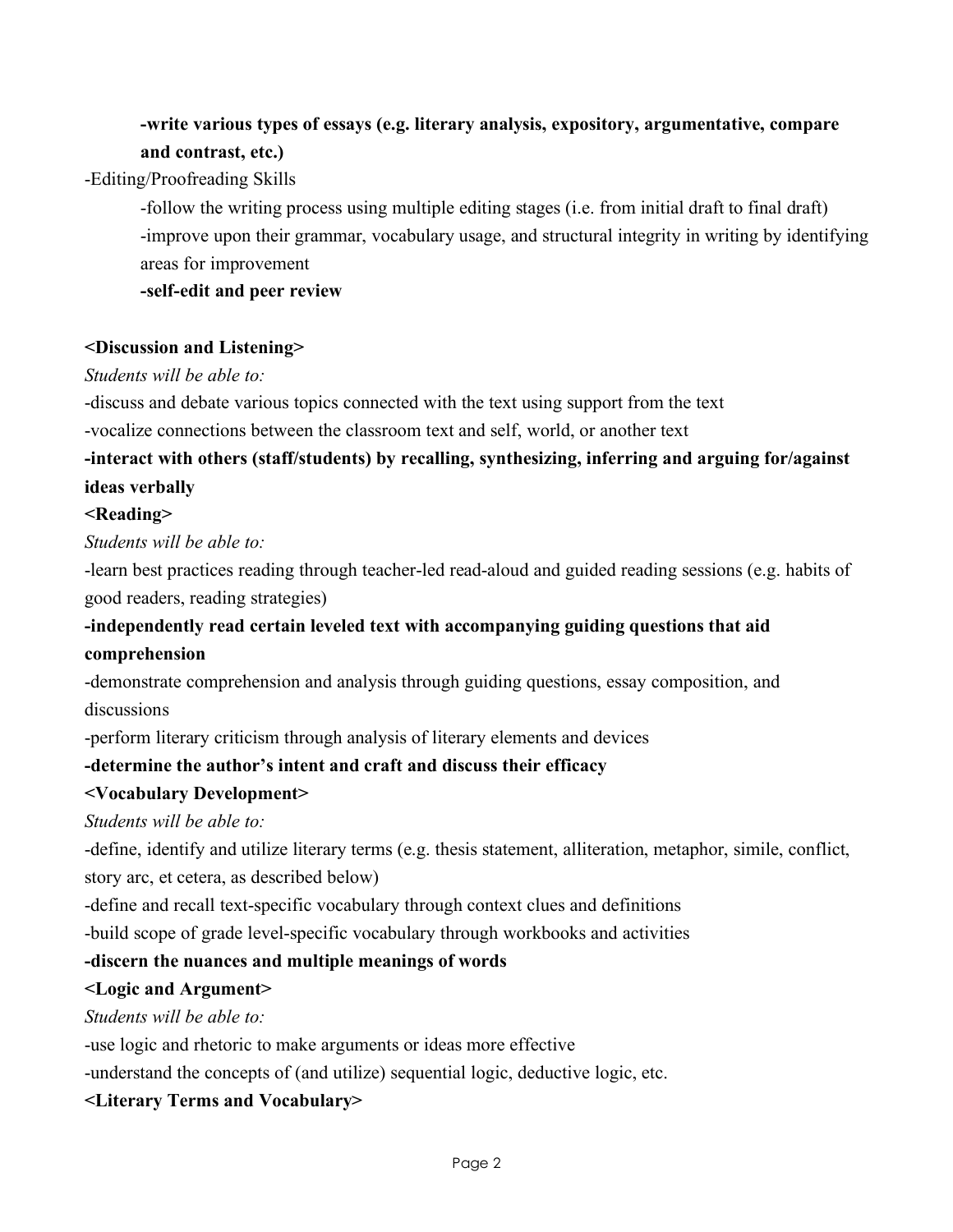**-write various types of essays (e.g. literary analysis, expository, argumentative, compare and contrast, etc.)**

-Editing/Proofreading Skills

-follow the writing process using multiple editing stages (i.e. from initial draft to final draft)

-improve upon their grammar, vocabulary usage, and structural integrity in writing by identifying areas for improvement

**-self-edit and peer review**

**<Discussion and Listening>**

*Students will be able to:*

-discuss and debate various topics connected with the text using support from the text

-vocalize connections between the classroom text and self, world, or another text

**-interact with others (staff/students) by recalling, synthesizing, inferring and arguing for/against ideas verbally**

**<Reading>**

*Students will be able to:*

-learn best practices reading through teacher-led read-aloud and guided reading sessions (e.g. habits of good readers, reading strategies)

**-independently read certain leveled text with accompanying guiding questions that aid comprehension**

-demonstrate comprehension and analysis through guiding questions, essay composition, and discussions

-perform literary criticism through analysis of literary elements and devices

**-determine the author's intent and craft and discuss their efficacy**

**<Vocabulary Development>**

*Students will be able to:*

-define, identify and utilize literary terms (e.g. thesis statement, alliteration, metaphor, simile, conflict, story arc, et cetera, as described below)

-define and recall text-specific vocabulary through context clues and definitions

-build scope of grade level-specific vocabulary through workbooks and activities

**-discern the nuances and multiple meanings of words**

**<Logic and Argument>**

*Students will be able to:*

-use logic and rhetoric to make arguments or ideas more effective

-understand the concepts of (and utilize) sequential logic, deductive logic, etc.

**<Literary Terms and Vocabulary>**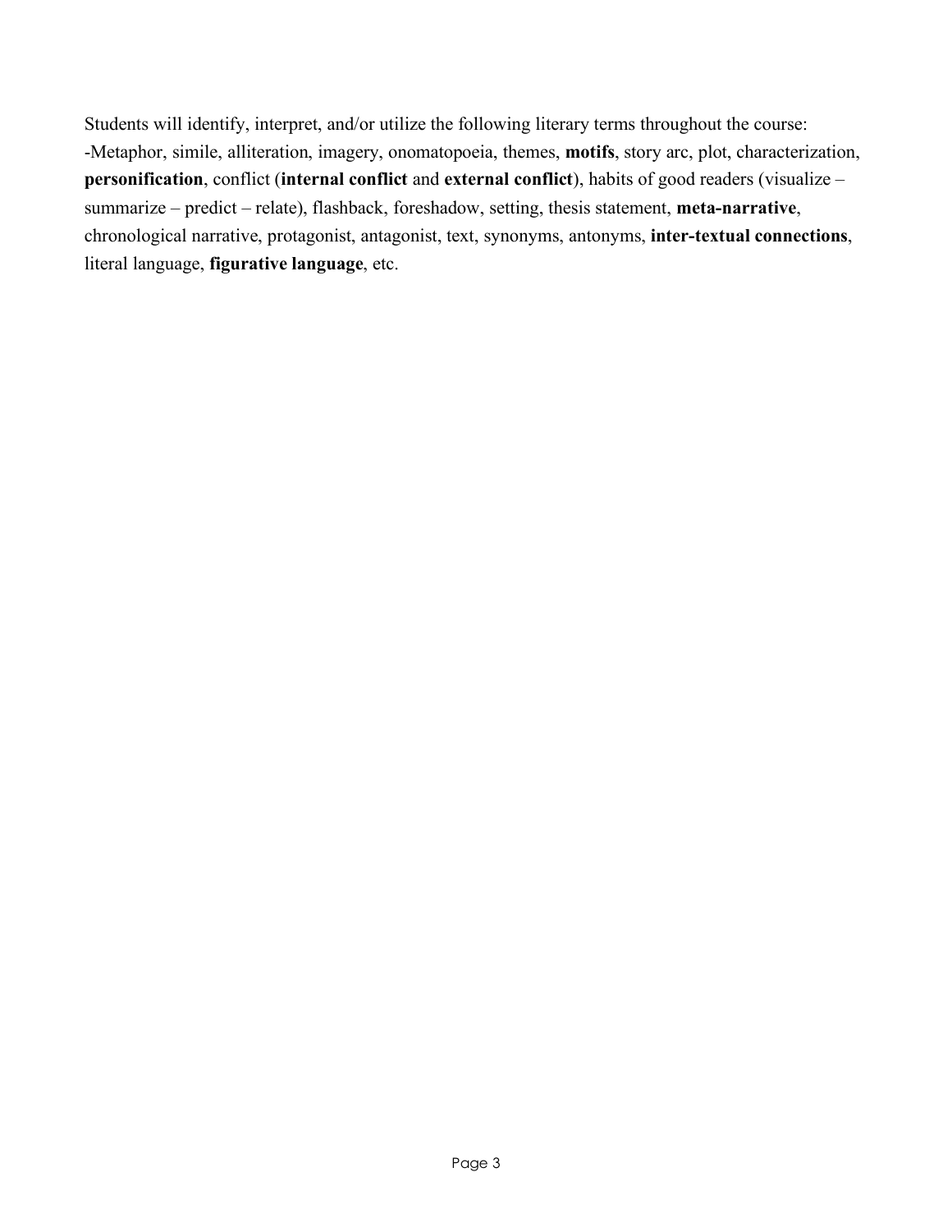Students will identify, interpret, and/or utilize the following literary terms throughout the course:
-Metaphor, simile, alliteration, imagery, onomatopoeia, themes, **motifs**, story arc, plot, characterization, **personification**, conflict (**internal conflict** and **external conflict**), habits of good readers (visualize – summarize – predict – relate), flashback, foreshadow, setting, thesis statement, **meta-narrative**, chronological narrative, protagonist, antagonist, text, synonyms, antonyms, **inter-textual connections**, literal language, **figurative language**, etc.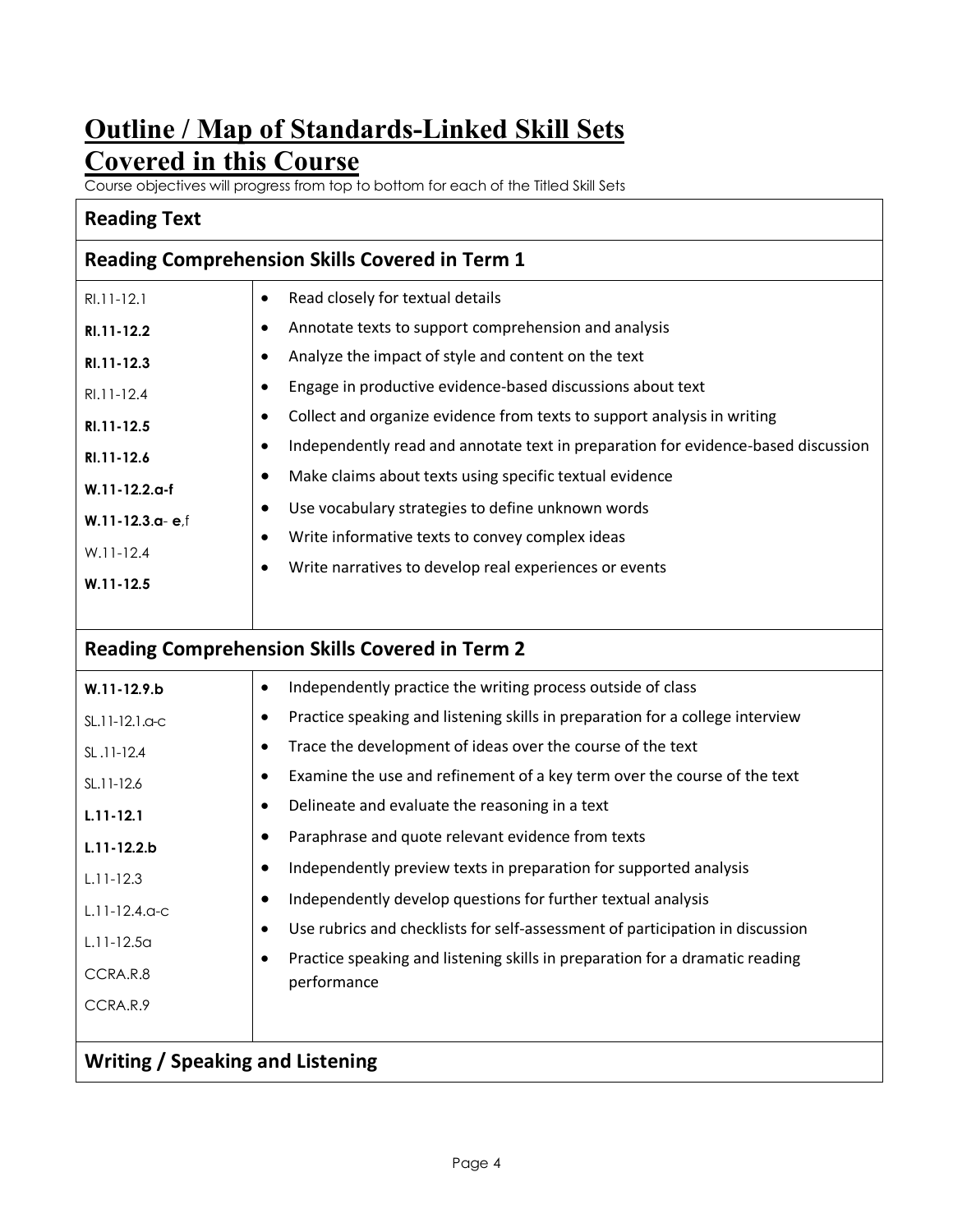# Outline / Map of Standards-Linked Skill Sets Covered in this Course

Course objectives will progress from top to bottom for each of the Titled Skill Sets

## Reading Text

### Reading Comprehension Skills Covered in Term 1

| Standards | Skills |
|---|---|
| RI.11-12.1<br>**RI.11-12.2**<br>**RI.11-12.3**<br>RI.11-12.4<br>**RI.11-12.5**<br>**RI.11-12.6**<br>**W.11-12.2.a-f**<br>**W.11-12.3.a**- **e**,f<br>W.11-12.4<br>**W.11-12.5** | • Read closely for textual details<br>• Annotate texts to support comprehension and analysis<br>• Analyze the impact of style and content on the text<br>• Engage in productive evidence-based discussions about text<br>• Collect and organize evidence from texts to support analysis in writing<br>• Independently read and annotate text in preparation for evidence-based discussion<br>• Make claims about texts using specific textual evidence<br>• Use vocabulary strategies to define unknown words<br>• Write informative texts to convey complex ideas<br>• Write narratives to develop real experiences or events |

### Reading Comprehension Skills Covered in Term 2

| Standards | Skills |
|---|---|
| **W.11-12.9.b**<br>SL.11-12.1.a-c<br>SL .11-12.4<br>SL.11-12.6<br>**L.11-12.1**<br>**L.11-12.2.b**<br>L.11-12.3<br>L.11-12.4.a-c<br>L.11-12.5a<br>CCRA.R.8<br>CCRA.R.9 | • Independently practice the writing process outside of class<br>• Practice speaking and listening skills in preparation for a college interview<br>• Trace the development of ideas over the course of the text<br>• Examine the use and refinement of a key term over the course of the text<br>• Delineate and evaluate the reasoning in a text<br>• Paraphrase and quote relevant evidence from texts<br>• Independently preview texts in preparation for supported analysis<br>• Independently develop questions for further textual analysis<br>• Use rubrics and checklists for self-assessment of participation in discussion<br>• Practice speaking and listening skills in preparation for a dramatic reading performance |

## Writing / Speaking and Listening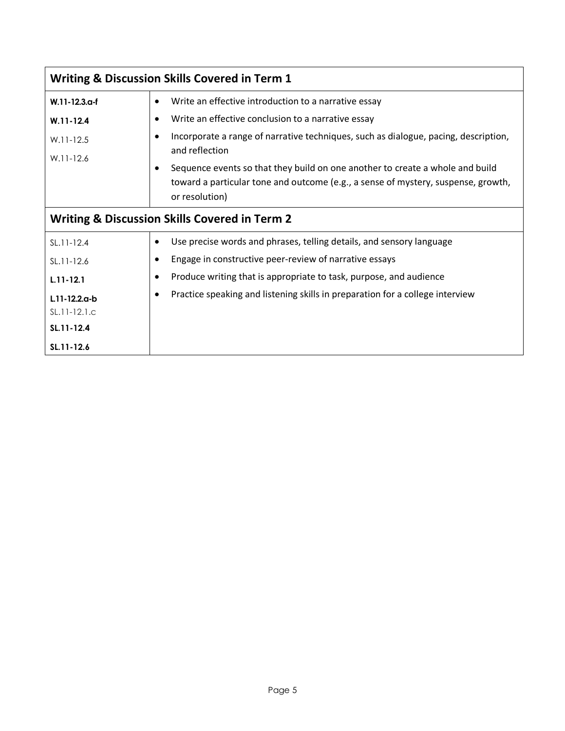| Writing & Discussion Skills Covered in Term 1 | |
|---|---|
| **W.11-12.3.a-f**<br>**W.11-12.4**<br>W.11-12.5<br>W.11-12.6 | • Write an effective introduction to a narrative essay<br>• Write an effective conclusion to a narrative essay<br>• Incorporate a range of narrative techniques, such as dialogue, pacing, description, and reflection<br>• Sequence events so that they build on one another to create a whole and build toward a particular tone and outcome (e.g., a sense of mystery, suspense, growth, or resolution) |
| **Writing & Discussion Skills Covered in Term 2** | |
| SL.11-12.4<br>SL.11-12.6<br>**L.11-12.1**<br>**L.11-12.2.a-b**<br>SL.11-12.1.c<br>**SL.11-12.4**<br>**SL.11-12.6** | • Use precise words and phrases, telling details, and sensory language<br>• Engage in constructive peer-review of narrative essays<br>• Produce writing that is appropriate to task, purpose, and audience<br>• Practice speaking and listening skills in preparation for a college interview |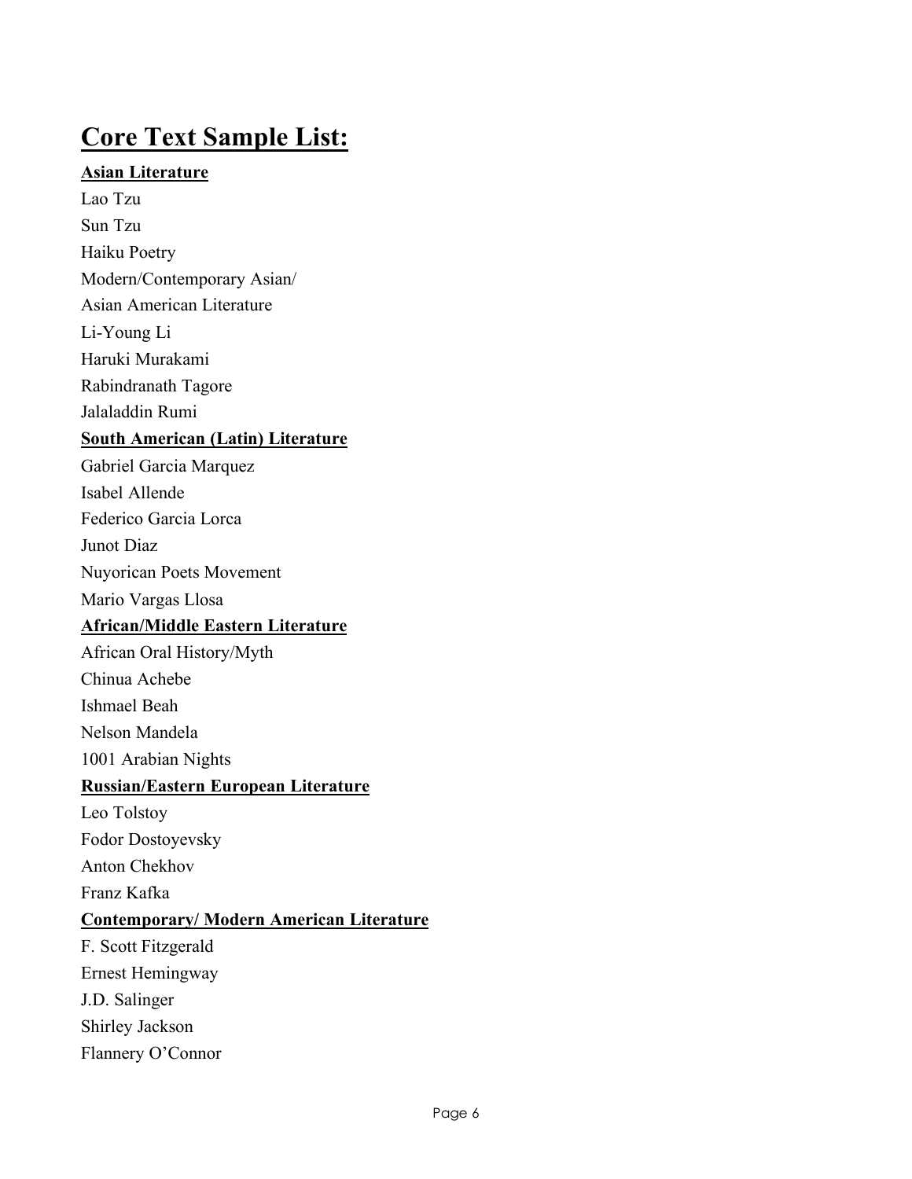# Core Text Sample List:

**Asian Literature**

Lao Tzu

Sun Tzu

Haiku Poetry

Modern/Contemporary Asian/

Asian American Literature

Li-Young Li

Haruki Murakami

Rabindranath Tagore

Jalaladdin Rumi

**South American (Latin) Literature**

Gabriel Garcia Marquez

Isabel Allende

Federico Garcia Lorca

Junot Diaz

Nuyorican Poets Movement

Mario Vargas Llosa

**African/Middle Eastern Literature**

African Oral History/Myth

Chinua Achebe

Ishmael Beah

Nelson Mandela

1001 Arabian Nights

**Russian/Eastern European Literature**

Leo Tolstoy

Fodor Dostoyevsky

Anton Chekhov

Franz Kafka

**Contemporary/ Modern American Literature**

F. Scott Fitzgerald

Ernest Hemingway

J.D. Salinger

Shirley Jackson

Flannery O'Connor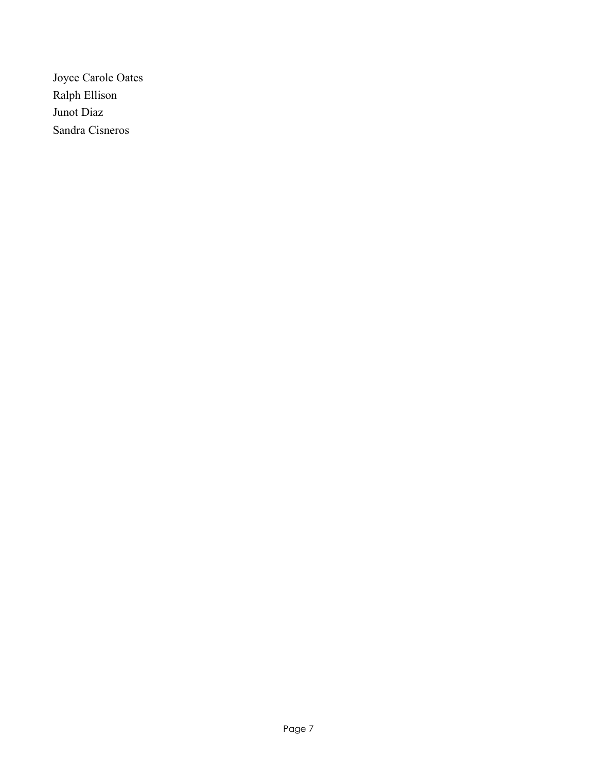Joyce Carole Oates
Ralph Ellison
Junot Diaz
Sandra Cisneros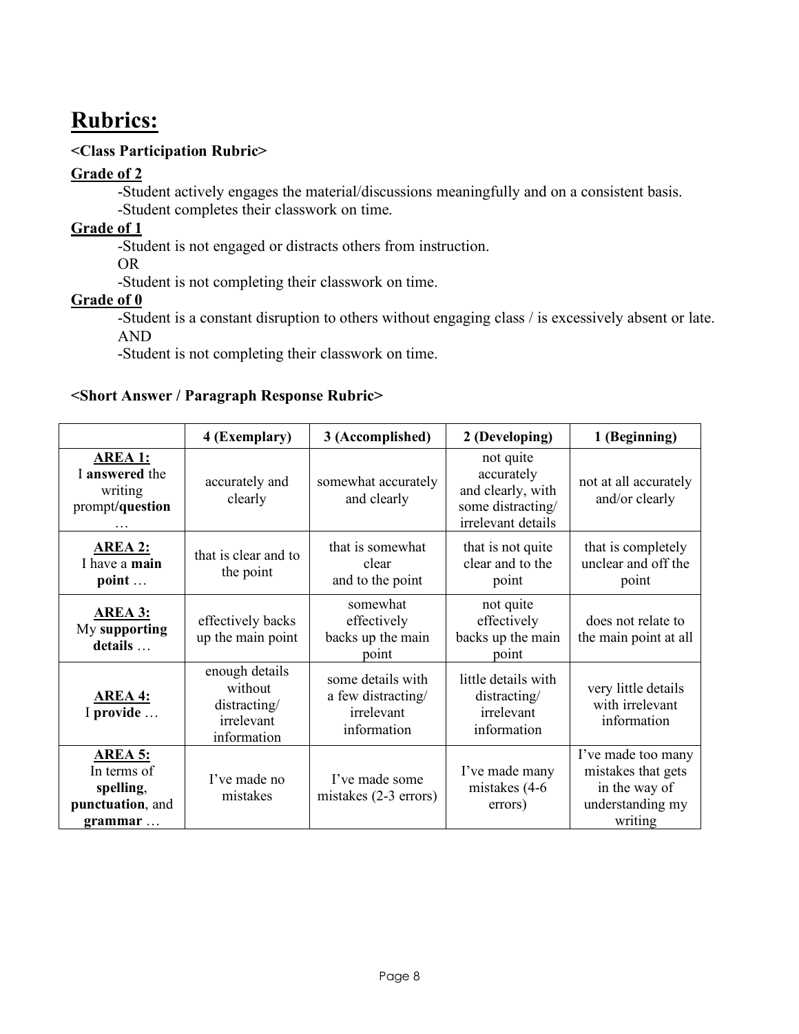# Rubrics:

**<Class Participation Rubric>**

**Grade of 2**

-Student actively engages the material/discussions meaningfully and on a consistent basis.

-Student completes their classwork on time.

**Grade of 1**

-Student is not engaged or distracts others from instruction.

OR

-Student is not completing their classwork on time.

**Grade of 0**

-Student is a constant disruption to others without engaging class / is excessively absent or late.

AND

-Student is not completing their classwork on time.

**<Short Answer / Paragraph Response Rubric>**

| | 4 (Exemplary) | 3 (Accomplished) | 2 (Developing) | 1 (Beginning) |
|---|---|---|---|---|
| **AREA 1:** I **answered** the writing prompt/**question** … | accurately and clearly | somewhat accurately and clearly | not quite accurately and clearly, with some distracting/ irrelevant details | not at all accurately and/or clearly |
| **AREA 2:** I have a **main point** … | that is clear and to the point | that is somewhat clear and to the point | that is not quite clear and to the point | that is completely unclear and off the point |
| **AREA 3:** My **supporting details** … | effectively backs up the main point | somewhat effectively backs up the main point | not quite effectively backs up the main point | does not relate to the main point at all |
| **AREA 4:** I **provide** … | enough details without distracting/ irrelevant information | some details with a few distracting/ irrelevant information | little details with distracting/ irrelevant information | very little details with irrelevant information |
| **AREA 5:** In terms of **spelling**, **punctuation**, and **grammar** … | I've made no mistakes | I've made some mistakes (2-3 errors) | I've made many mistakes (4-6 errors) | I've made too many mistakes that gets in the way of understanding my writing |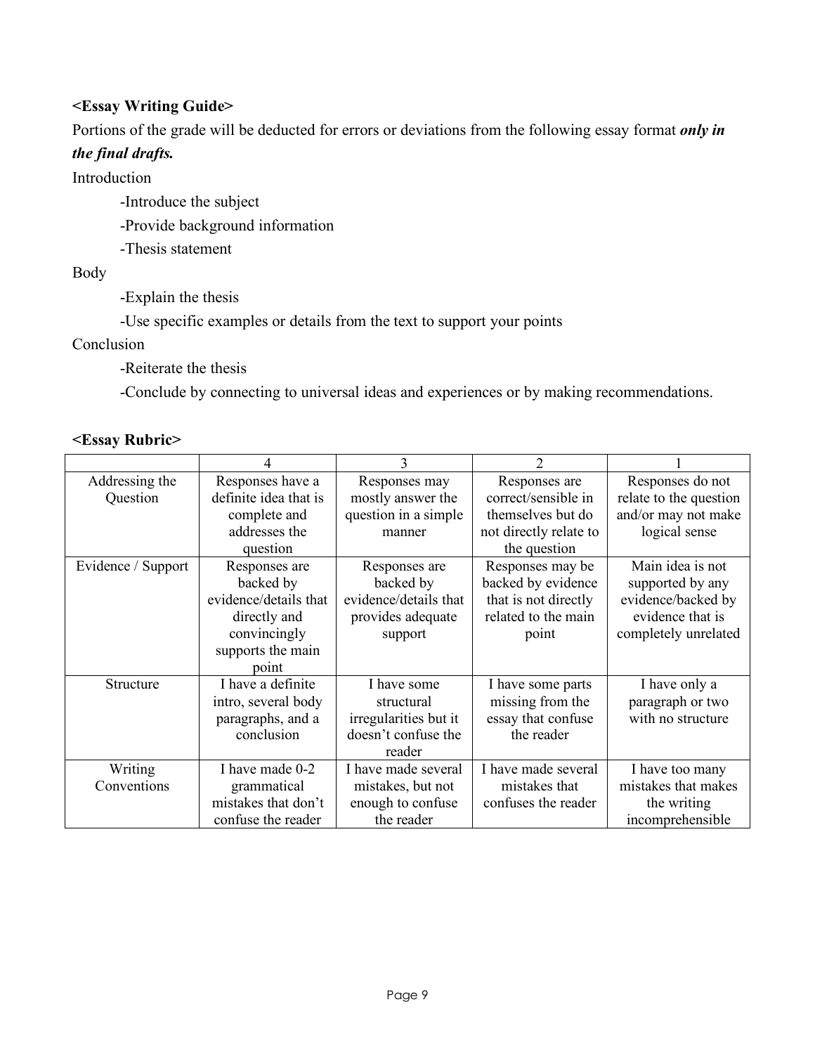**<Essay Writing Guide>**

Portions of the grade will be deducted for errors or deviations from the following essay format ***only in the final drafts.***

Introduction

- -Introduce the subject
- -Provide background information
- -Thesis statement

Body

- -Explain the thesis
- -Use specific examples or details from the text to support your points

Conclusion

- -Reiterate the thesis
- -Conclude by connecting to universal ideas and experiences or by making recommendations.

**<Essay Rubric>**

| | 4 | 3 | 2 | 1 |
|---|---|---|---|---|
| Addressing the Question | Responses have a definite idea that is complete and addresses the question | Responses may mostly answer the question in a simple manner | Responses are correct/sensible in themselves but do not directly relate to the question | Responses do not relate to the question and/or may not make logical sense |
| Evidence / Support | Responses are backed by evidence/details that directly and convincingly supports the main point | Responses are backed by evidence/details that provides adequate support | Responses may be backed by evidence that is not directly related to the main point | Main idea is not supported by any evidence/backed by evidence that is completely unrelated |
| Structure | I have a definite intro, several body paragraphs, and a conclusion | I have some structural irregularities but it doesn't confuse the reader | I have some parts missing from the essay that confuse the reader | I have only a paragraph or two with no structure |
| Writing Conventions | I have made 0-2 grammatical mistakes that don't confuse the reader | I have made several mistakes, but not enough to confuse the reader | I have made several mistakes that confuses the reader | I have too many mistakes that makes the writing incomprehensible |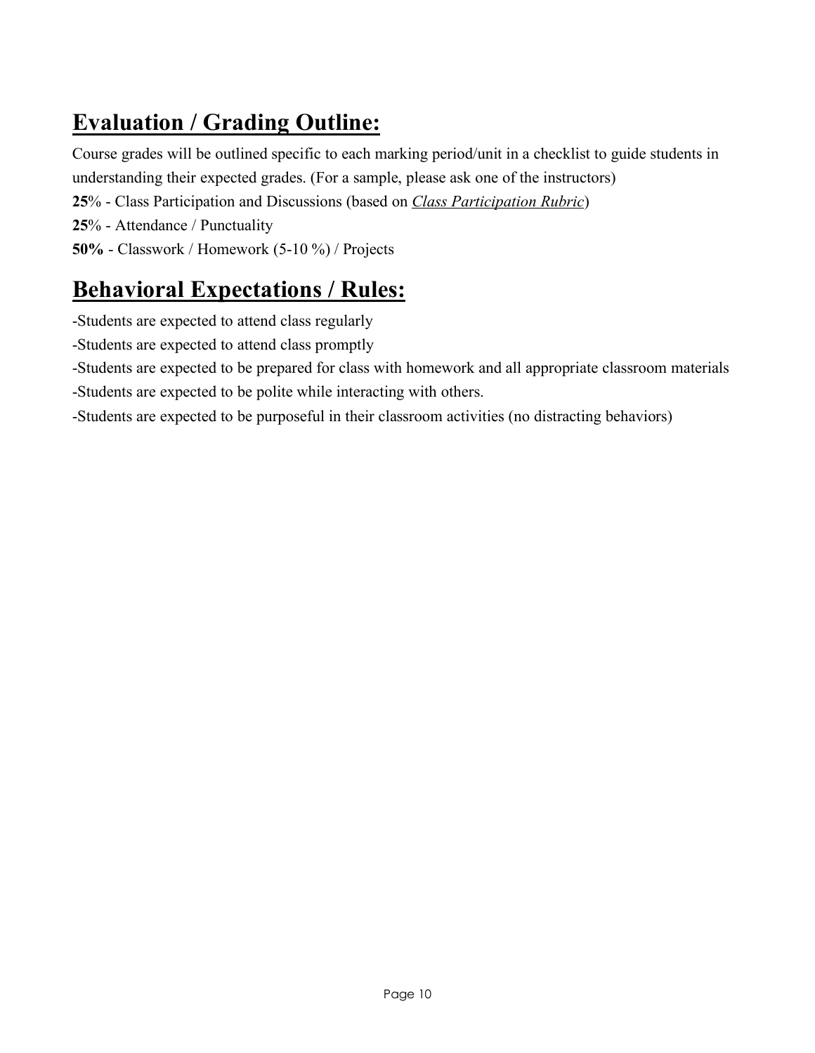## Evaluation / Grading Outline:

Course grades will be outlined specific to each marking period/unit in a checklist to guide students in understanding their expected grades. (For a sample, please ask one of the instructors)

**25**% - Class Participation and Discussions (based on *Class Participation Rubric*)

**25**% - Attendance / Punctuality

**50%** - Classwork / Homework (5-10 %) / Projects

## Behavioral Expectations / Rules:

-Students are expected to attend class regularly

-Students are expected to attend class promptly

-Students are expected to be prepared for class with homework and all appropriate classroom materials

-Students are expected to be polite while interacting with others.

-Students are expected to be purposeful in their classroom activities (no distracting behaviors)